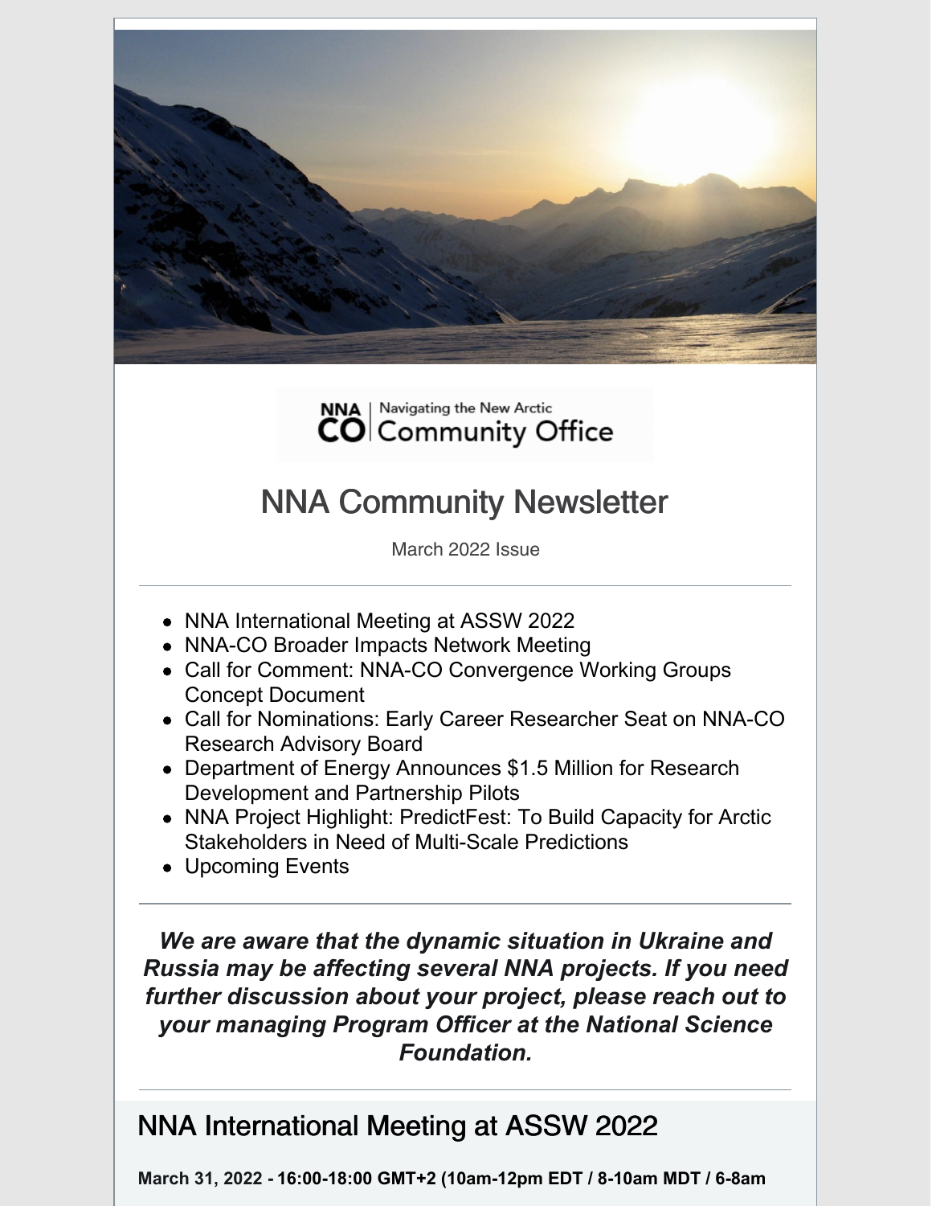NNA | Navigating the New Arctic
CO | Community Office

# NNA Community Newsletter

March 2022 Issue

---

- NNA International Meeting at ASSW 2022
- NNA-CO Broader Impacts Network Meeting
- Call for Comment: NNA-CO Convergence Working Groups Concept Document
- Call for Nominations: Early Career Researcher Seat on NNA-CO Research Advisory Board
- Department of Energy Announces $1.5 Million for Research Development and Partnership Pilots
- NNA Project Highlight: PredictFest: To Build Capacity for Arctic Stakeholders in Need of Multi-Scale Predictions
- Upcoming Events

---

***We are aware that the dynamic situation in Ukraine and Russia may be affecting several NNA projects. If you need further discussion about your project, please reach out to your managing Program Officer at the National Science Foundation.***

---

## NNA International Meeting at ASSW 2022

**March 31, 2022 - 16:00-18:00 GMT+2 (10am-12pm EDT / 8-10am MDT / 6-8am**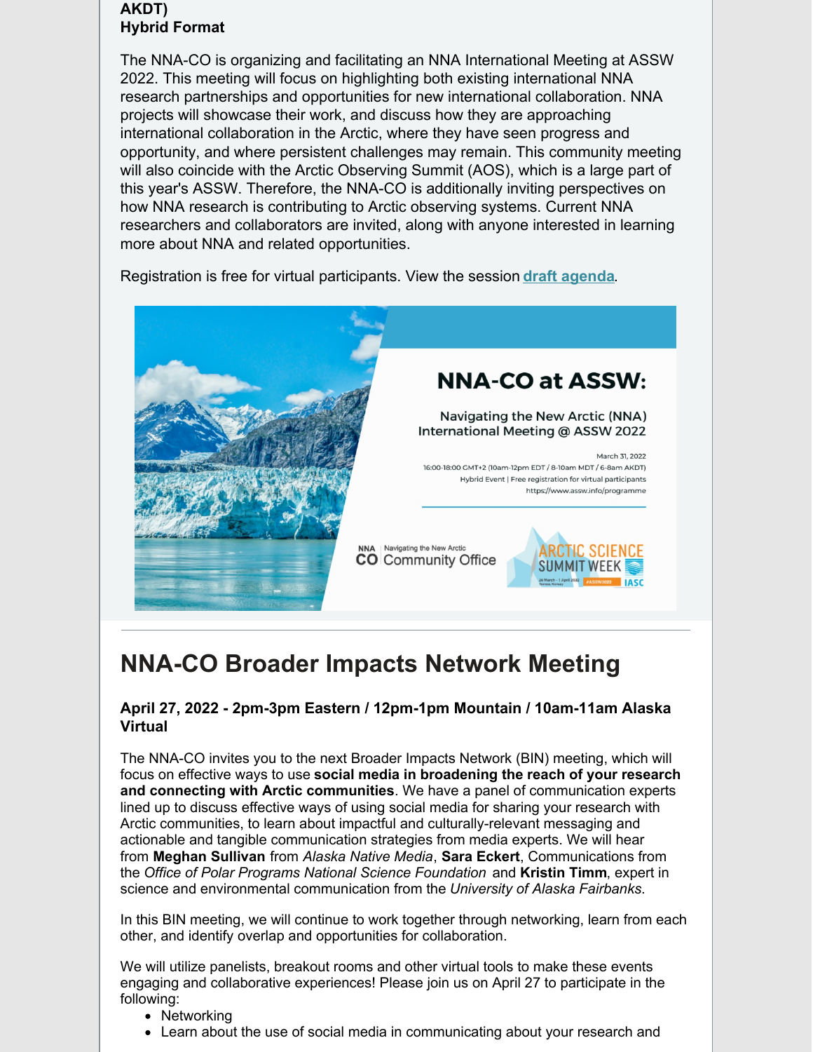**AKDT)**
**Hybrid Format**

The NNA-CO is organizing and facilitating an NNA International Meeting at ASSW 2022. This meeting will focus on highlighting both existing international NNA research partnerships and opportunities for new international collaboration. NNA projects will showcase their work, and discuss how they are approaching international collaboration in the Arctic, where they have seen progress and opportunity, and where persistent challenges may remain. This community meeting will also coincide with the Arctic Observing Summit (AOS), which is a large part of this year's ASSW. Therefore, the NNA-CO is additionally inviting perspectives on how NNA research is contributing to Arctic observing systems. Current NNA researchers and collaborators are invited, along with anyone interested in learning more about NNA and related opportunities.

Registration is free for virtual participants. View the session **draft agenda**.

NNA-CO at ASSW:

Navigating the New Arctic (NNA) International Meeting @ ASSW 2022

March 31, 2022
16:00-18:00 GMT+2 (10am-12pm EDT / 8-10am MDT / 6-8am AKDT)
Hybrid Event | Free registration for virtual participants
https://www.assw.info/programme

NNA | Navigating the New Arctic
CO | Community Office

ARCTIC SCIENCE SUMMIT WEEK
IASC

# NNA-CO Broader Impacts Network Meeting

**April 27, 2022 - 2pm-3pm Eastern / 12pm-1pm Mountain / 10am-11am Alaska**
**Virtual**

The NNA-CO invites you to the next Broader Impacts Network (BIN) meeting, which will focus on effective ways to use **social media in broadening the reach of your research and connecting with Arctic communities**. We have a panel of communication experts lined up to discuss effective ways of using social media for sharing your research with Arctic communities, to learn about impactful and culturally-relevant messaging and actionable and tangible communication strategies from media experts. We will hear from **Meghan Sullivan** from *Alaska Native Media*, **Sara Eckert**, Communications from the *Office of Polar Programs National Science Foundation* and **Kristin Timm**, expert in science and environmental communication from the *University of Alaska Fairbanks*.

In this BIN meeting, we will continue to work together through networking, learn from each other, and identify overlap and opportunities for collaboration.

We will utilize panelists, breakout rooms and other virtual tools to make these events engaging and collaborative experiences! Please join us on April 27 to participate in the following:

- Networking
- Learn about the use of social media in communicating about your research and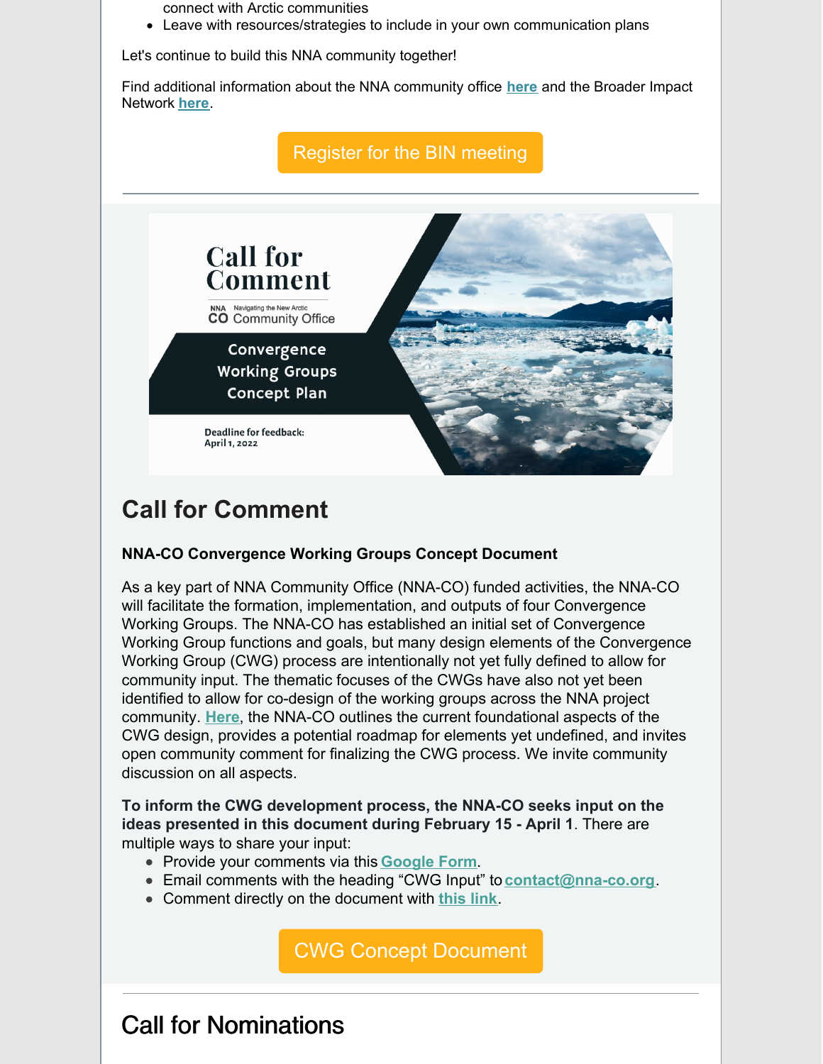connect with Arctic communities
- Leave with resources/strategies to include in your own communication plans

Let's continue to build this NNA community together!

Find additional information about the NNA community office **here** and the Broader Impact Network **here**.

Register for the BIN meeting

---

Call for Comment

NNA Navigating the New Arctic
CO Community Office

Convergence Working Groups Concept Plan

Deadline for feedback:
April 1, 2022

## Call for Comment

**NNA-CO Convergence Working Groups Concept Document**

As a key part of NNA Community Office (NNA-CO) funded activities, the NNA-CO will facilitate the formation, implementation, and outputs of four Convergence Working Groups. The NNA-CO has established an initial set of Convergence Working Group functions and goals, but many design elements of the Convergence Working Group (CWG) process are intentionally not yet fully defined to allow for community input. The thematic focuses of the CWGs have also not yet been identified to allow for co-design of the working groups across the NNA project community. **Here**, the NNA-CO outlines the current foundational aspects of the CWG design, provides a potential roadmap for elements yet undefined, and invites open community comment for finalizing the CWG process. We invite community discussion on all aspects.

**To inform the CWG development process, the NNA-CO seeks input on the ideas presented in this document during February 15 - April 1**. There are multiple ways to share your input:

- Provide your comments via this **Google Form**.
- Email comments with the heading "CWG Input" to **contact@nna-co.org**.
- Comment directly on the document with **this link**.

CWG Concept Document

---

## Call for Nominations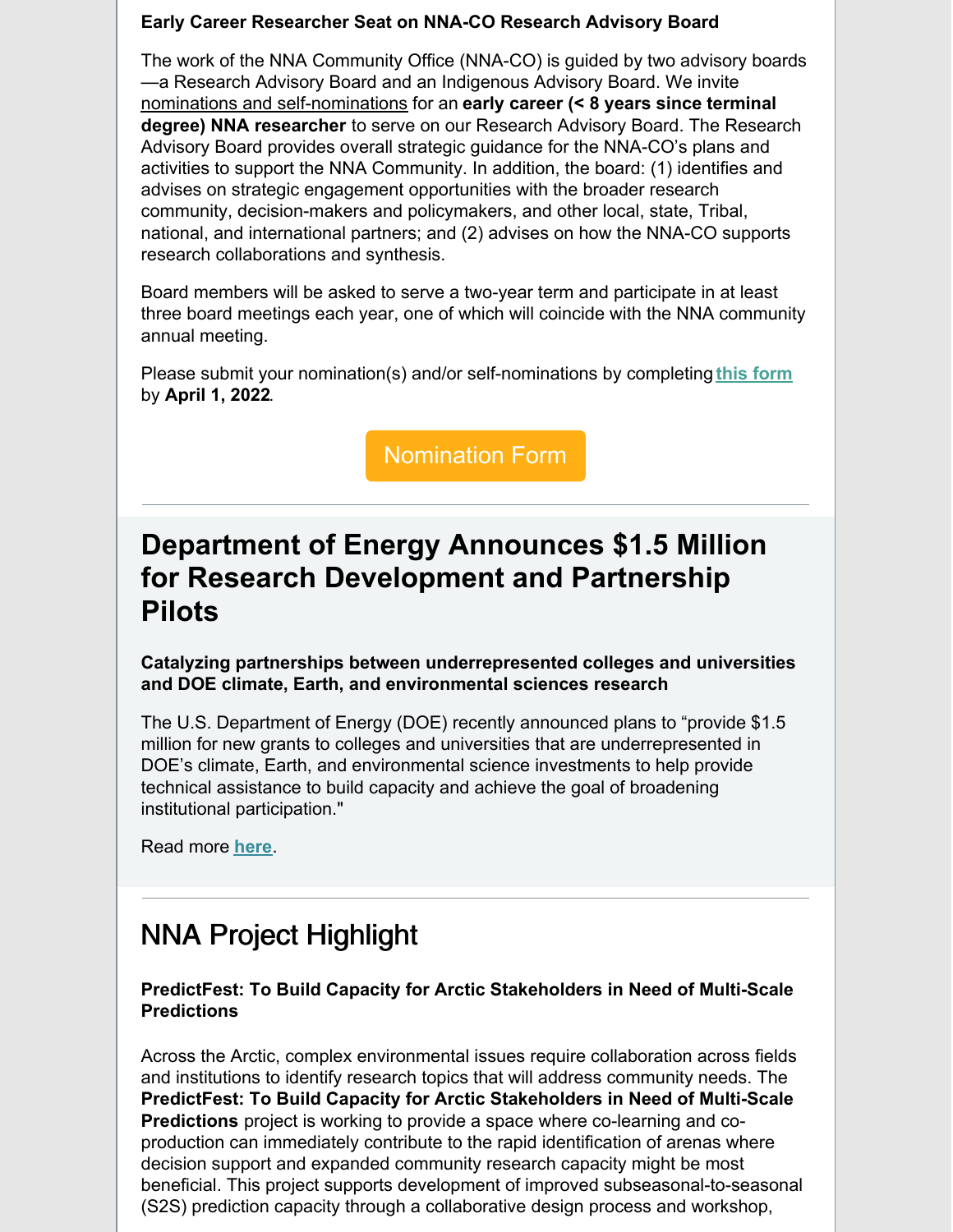**Early Career Researcher Seat on NNA-CO Research Advisory Board**

The work of the NNA Community Office (NNA-CO) is guided by two advisory boards—a Research Advisory Board and an Indigenous Advisory Board. We invite nominations and self-nominations for an **early career (< 8 years since terminal degree) NNA researcher** to serve on our Research Advisory Board. The Research Advisory Board provides overall strategic guidance for the NNA-CO's plans and activities to support the NNA Community. In addition, the board: (1) identifies and advises on strategic engagement opportunities with the broader research community, decision-makers and policymakers, and other local, state, Tribal, national, and international partners; and (2) advises on how the NNA-CO supports research collaborations and synthesis.

Board members will be asked to serve a two-year term and participate in at least three board meetings each year, one of which will coincide with the NNA community annual meeting.

Please submit your nomination(s) and/or self-nominations by completing **this form** by **April 1, 2022**.

Nomination Form

---

# Department of Energy Announces $1.5 Million for Research Development and Partnership Pilots

**Catalyzing partnerships between underrepresented colleges and universities and DOE climate, Earth, and environmental sciences research**

The U.S. Department of Energy (DOE) recently announced plans to "provide $1.5 million for new grants to colleges and universities that are underrepresented in DOE's climate, Earth, and environmental science investments to help provide technical assistance to build capacity and achieve the goal of broadening institutional participation."

Read more **here**.

---

# NNA Project Highlight

**PredictFest: To Build Capacity for Arctic Stakeholders in Need of Multi-Scale Predictions**

Across the Arctic, complex environmental issues require collaboration across fields and institutions to identify research topics that will address community needs. The **PredictFest: To Build Capacity for Arctic Stakeholders in Need of Multi-Scale Predictions** project is working to provide a space where co-learning and co-production can immediately contribute to the rapid identification of arenas where decision support and expanded community research capacity might be most beneficial. This project supports development of improved subseasonal-to-seasonal (S2S) prediction capacity through a collaborative design process and workshop,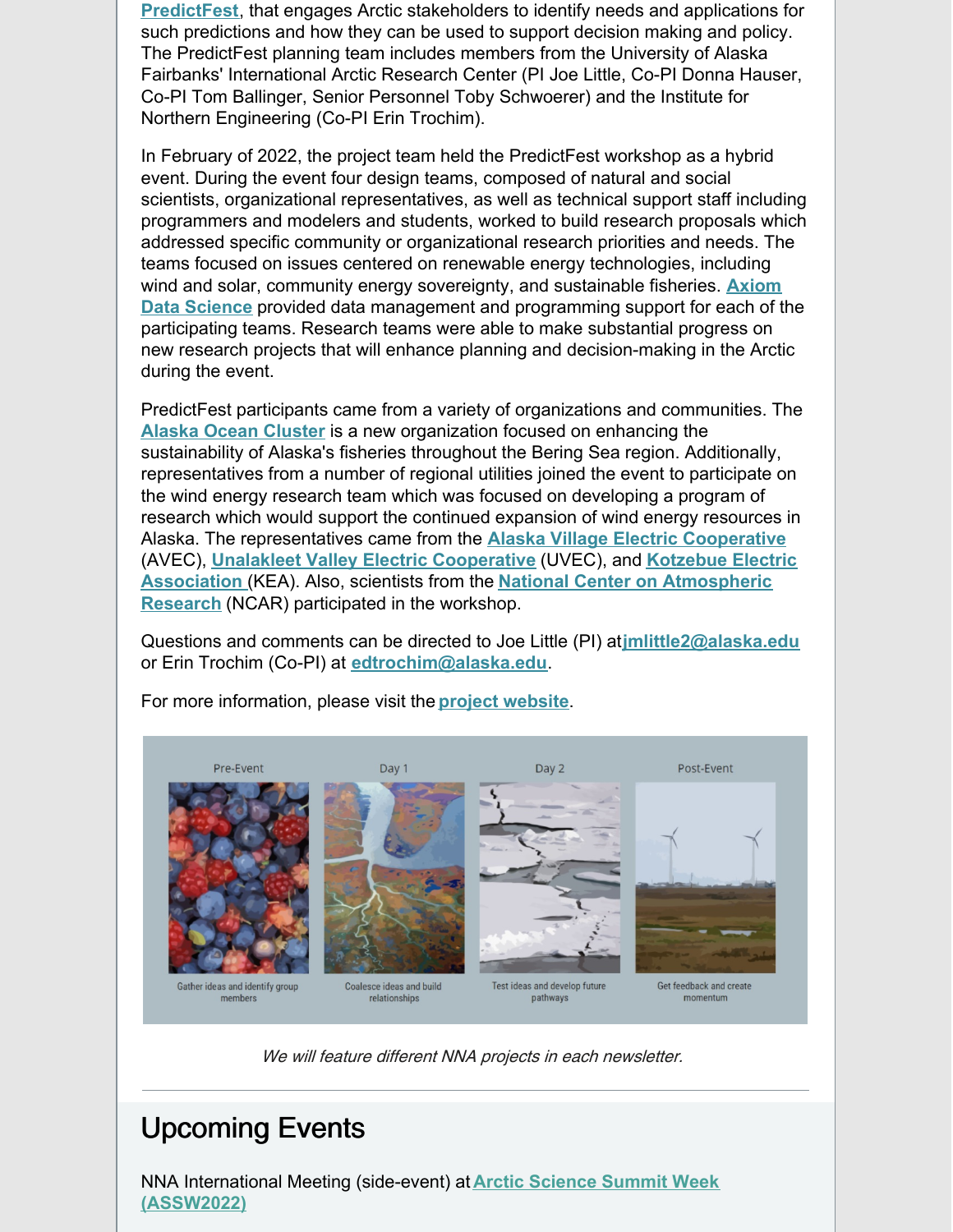PredictFest, that engages Arctic stakeholders to identify needs and applications for such predictions and how they can be used to support decision making and policy. The PredictFest planning team includes members from the University of Alaska Fairbanks' International Arctic Research Center (PI Joe Little, Co-PI Donna Hauser, Co-PI Tom Ballinger, Senior Personnel Toby Schwoerer) and the Institute for Northern Engineering (Co-PI Erin Trochim).

In February of 2022, the project team held the PredictFest workshop as a hybrid event. During the event four design teams, composed of natural and social scientists, organizational representatives, as well as technical support staff including programmers and modelers and students, worked to build research proposals which addressed specific community or organizational research priorities and needs. The teams focused on issues centered on renewable energy technologies, including wind and solar, community energy sovereignty, and sustainable fisheries. **Axiom Data Science** provided data management and programming support for each of the participating teams. Research teams were able to make substantial progress on new research projects that will enhance planning and decision-making in the Arctic during the event.

PredictFest participants came from a variety of organizations and communities. The **Alaska Ocean Cluster** is a new organization focused on enhancing the sustainability of Alaska's fisheries throughout the Bering Sea region. Additionally, representatives from a number of regional utilities joined the event to participate on the wind energy research team which was focused on developing a program of research which would support the continued expansion of wind energy resources in Alaska. The representatives came from the **Alaska Village Electric Cooperative** (AVEC), **Unalakleet Valley Electric Cooperative** (UVEC), and **Kotzebue Electric Association** (KEA). Also, scientists from the **National Center on Atmospheric Research** (NCAR) participated in the workshop.

Questions and comments can be directed to Joe Little (PI) at **jmlittle2@alaska.edu** or Erin Trochim (Co-PI) at **edtrochim@alaska.edu**.

For more information, please visit the **project website**.

Pre-Event — Gather ideas and identify group members

Day 1 — Coalesce ideas and build relationships

Day 2 — Test ideas and develop future pathways

Post-Event — Get feedback and create momentum

*We will feature different NNA projects in each newsletter.*

## Upcoming Events

NNA International Meeting (side-event) at **Arctic Science Summit Week (ASSW2022)**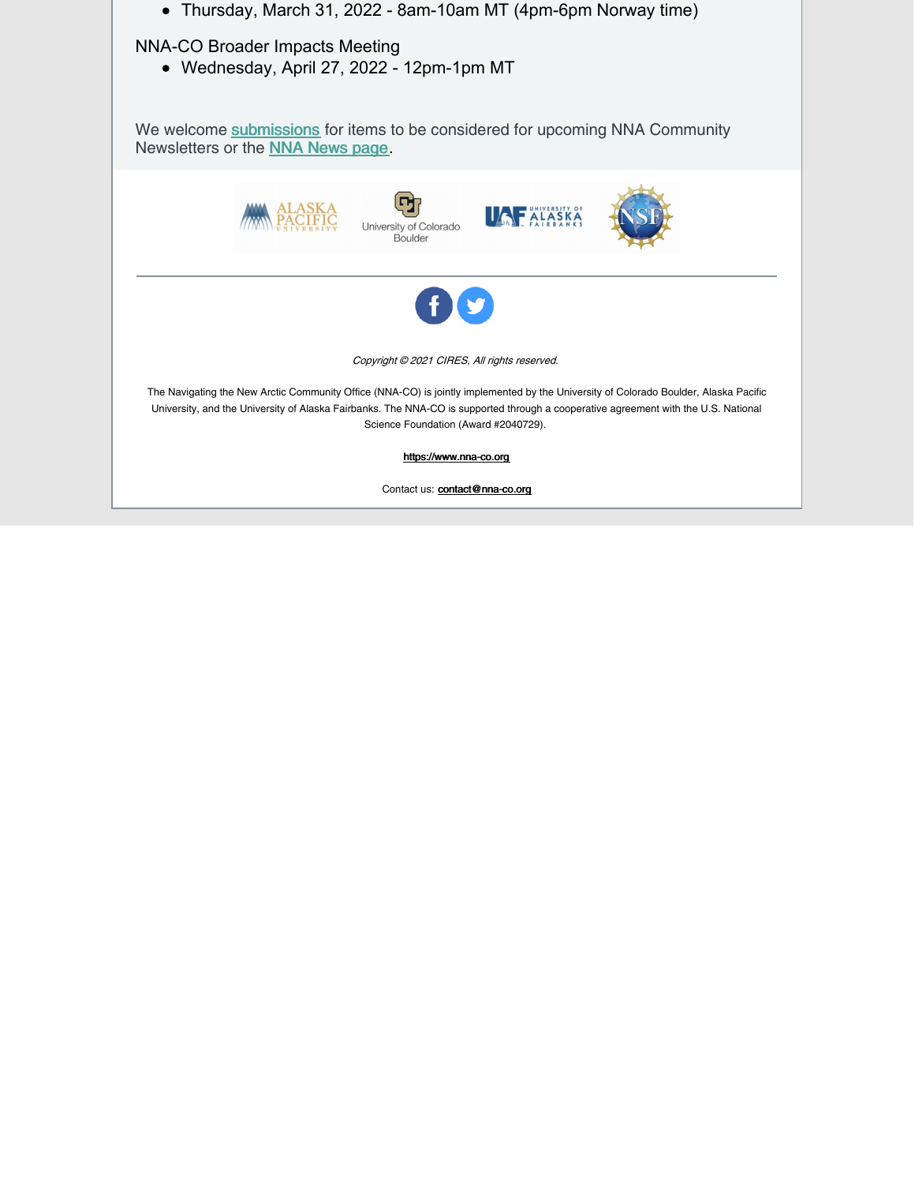- Thursday, March 31, 2022 - 8am-10am MT (4pm-6pm Norway time)

NNA-CO Broader Impacts Meeting

- Wednesday, April 27, 2022 - 12pm-1pm MT

We welcome submissions for items to be considered for upcoming NNA Community Newsletters or the NNA News page.

*Copyright © 2021 CIRES, All rights reserved.*

The Navigating the New Arctic Community Office (NNA-CO) is jointly implemented by the University of Colorado Boulder, Alaska Pacific University, and the University of Alaska Fairbanks. The NNA-CO is supported through a cooperative agreement with the U.S. National Science Foundation (Award #2040729).

https://www.nna-co.org

Contact us: contact@nna-co.org